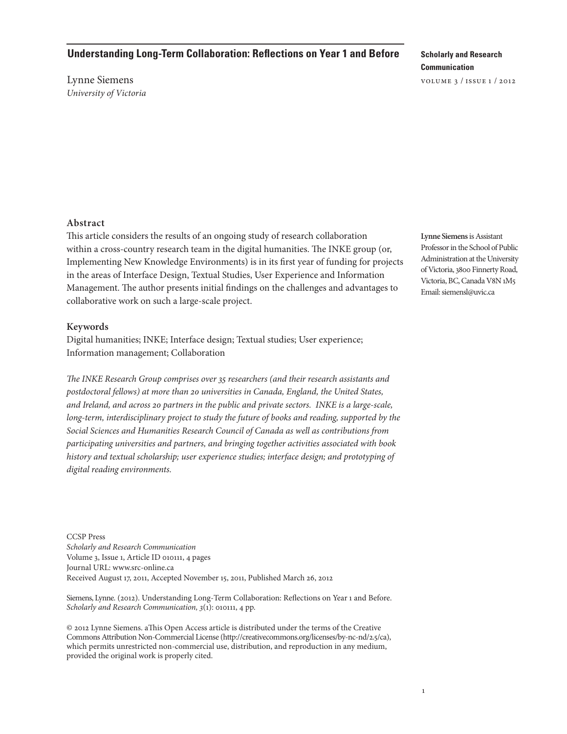# Understanding Long-Term Collaboration: Reflections on Year 1 and Before

Lynne Siemens
*University of Victoria*

**Scholarly and Research Communication**
VOLUME 3 / ISSUE 1 / 2012

## Abstract

This article considers the results of an ongoing study of research collaboration within a cross-country research team in the digital humanities. The INKE group (or, Implementing New Knowledge Environments) is in its first year of funding for projects in the areas of Interface Design, Textual Studies, User Experience and Information Management. The author presents initial findings on the challenges and advantages to collaborative work on such a large-scale project.

**Lynne Siemens** is Assistant Professor in the School of Public Administration at the University of Victoria, 3800 Finnerty Road, Victoria, BC, Canada V8N 1M5 Email: siemensl@uvic.ca

## Keywords

Digital humanities; INKE; Interface design; Textual studies; User experience; Information management; Collaboration

*The INKE Research Group comprises over 35 researchers (and their research assistants and postdoctoral fellows) at more than 20 universities in Canada, England, the United States, and Ireland, and across 20 partners in the public and private sectors. INKE is a large-scale, long-term, interdisciplinary project to study the future of books and reading, supported by the Social Sciences and Humanities Research Council of Canada as well as contributions from participating universities and partners, and bringing together activities associated with book history and textual scholarship; user experience studies; interface design; and prototyping of digital reading environments.*

CCSP Press
*Scholarly and Research Communication*
Volume 3, Issue 1, Article ID 010111, 4 pages
Journal URL: www.src-online.ca
Received August 17, 2011, Accepted November 15, 2011, Published March 26, 2012

Siemens, Lynne. (2012). Understanding Long-Term Collaboration: Reflections on Year 1 and Before. *Scholarly and Research Communication, 3*(1): 010111, 4 pp.

© 2012 Lynne Siemens. aThis Open Access article is distributed under the terms of the Creative Commons Attribution Non-Commercial License (http://creativecommons.org/licenses/by-nc-nd/2.5/ca), which permits unrestricted non-commercial use, distribution, and reproduction in any medium, provided the original work is properly cited.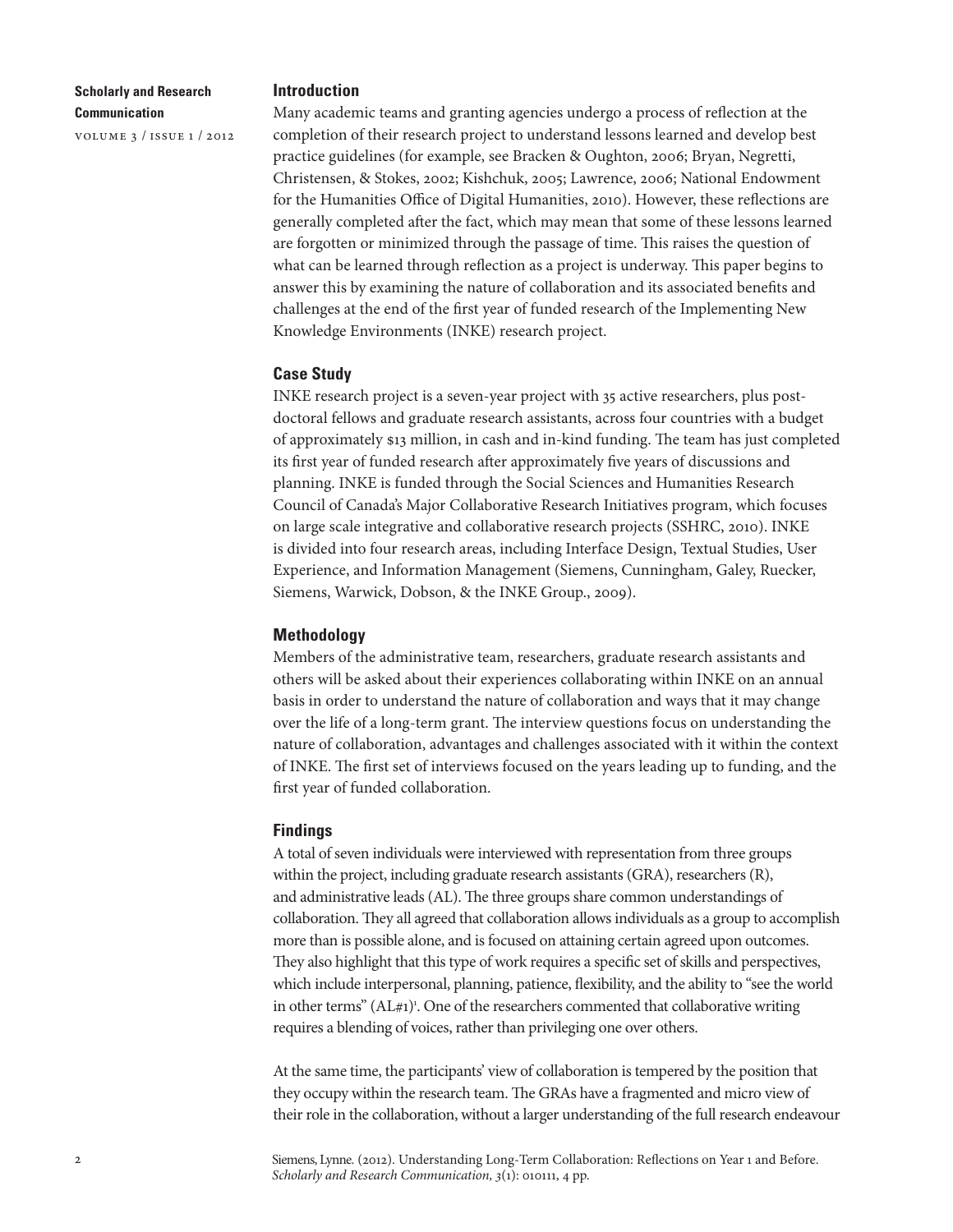## Introduction

Many academic teams and granting agencies undergo a process of reflection at the completion of their research project to understand lessons learned and develop best practice guidelines (for example, see Bracken & Oughton, 2006; Bryan, Negretti, Christensen, & Stokes, 2002; Kishchuk, 2005; Lawrence, 2006; National Endowment for the Humanities Office of Digital Humanities, 2010). However, these reflections are generally completed after the fact, which may mean that some of these lessons learned are forgotten or minimized through the passage of time. This raises the question of what can be learned through reflection as a project is underway. This paper begins to answer this by examining the nature of collaboration and its associated benefits and challenges at the end of the first year of funded research of the Implementing New Knowledge Environments (INKE) research project.

## Case Study

INKE research project is a seven-year project with 35 active researchers, plus post-doctoral fellows and graduate research assistants, across four countries with a budget of approximately $13 million, in cash and in-kind funding. The team has just completed its first year of funded research after approximately five years of discussions and planning. INKE is funded through the Social Sciences and Humanities Research Council of Canada's Major Collaborative Research Initiatives program, which focuses on large scale integrative and collaborative research projects (SSHRC, 2010). INKE is divided into four research areas, including Interface Design, Textual Studies, User Experience, and Information Management (Siemens, Cunningham, Galey, Ruecker, Siemens, Warwick, Dobson, & the INKE Group., 2009).

## Methodology

Members of the administrative team, researchers, graduate research assistants and others will be asked about their experiences collaborating within INKE on an annual basis in order to understand the nature of collaboration and ways that it may change over the life of a long-term grant. The interview questions focus on understanding the nature of collaboration, advantages and challenges associated with it within the context of INKE. The first set of interviews focused on the years leading up to funding, and the first year of funded collaboration.

## Findings

A total of seven individuals were interviewed with representation from three groups within the project, including graduate research assistants (GRA), researchers (R), and administrative leads (AL). The three groups share common understandings of collaboration. They all agreed that collaboration allows individuals as a group to accomplish more than is possible alone, and is focused on attaining certain agreed upon outcomes. They also highlight that this type of work requires a specific set of skills and perspectives, which include interpersonal, planning, patience, flexibility, and the ability to "see the world in other terms" (AL#1)[1]. One of the researchers commented that collaborative writing requires a blending of voices, rather than privileging one over others.

At the same time, the participants' view of collaboration is tempered by the position that they occupy within the research team. The GRAs have a fragmented and micro view of their role in the collaboration, without a larger understanding of the full research endeavour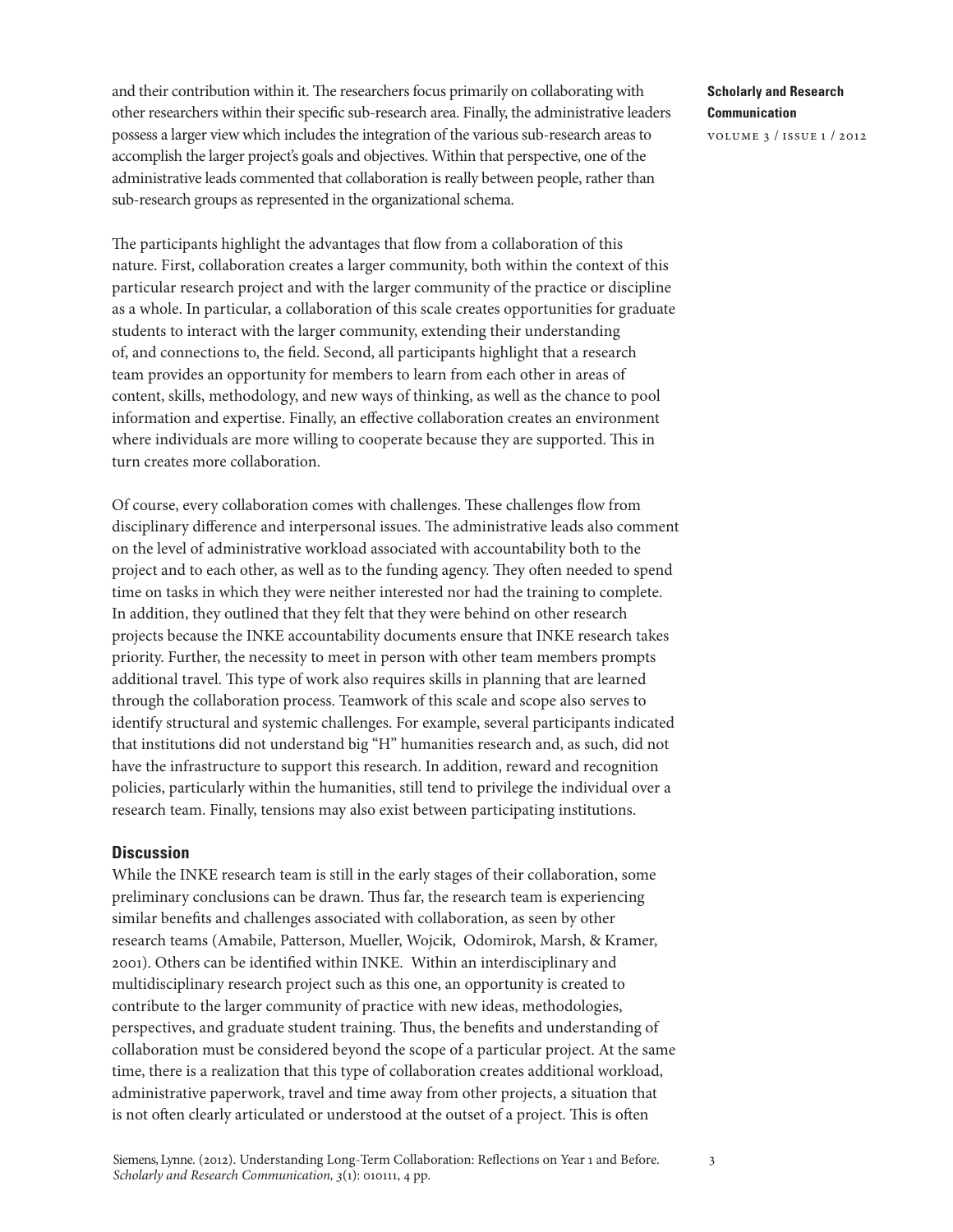and their contribution within it. The researchers focus primarily on collaborating with other researchers within their specific sub-research area. Finally, the administrative leaders possess a larger view which includes the integration of the various sub-research areas to accomplish the larger project's goals and objectives. Within that perspective, one of the administrative leads commented that collaboration is really between people, rather than sub-research groups as represented in the organizational schema.

The participants highlight the advantages that flow from a collaboration of this nature. First, collaboration creates a larger community, both within the context of this particular research project and with the larger community of the practice or discipline as a whole. In particular, a collaboration of this scale creates opportunities for graduate students to interact with the larger community, extending their understanding of, and connections to, the field. Second, all participants highlight that a research team provides an opportunity for members to learn from each other in areas of content, skills, methodology, and new ways of thinking, as well as the chance to pool information and expertise. Finally, an effective collaboration creates an environment where individuals are more willing to cooperate because they are supported. This in turn creates more collaboration.

Of course, every collaboration comes with challenges. These challenges flow from disciplinary difference and interpersonal issues. The administrative leads also comment on the level of administrative workload associated with accountability both to the project and to each other, as well as to the funding agency. They often needed to spend time on tasks in which they were neither interested nor had the training to complete. In addition, they outlined that they felt that they were behind on other research projects because the INKE accountability documents ensure that INKE research takes priority. Further, the necessity to meet in person with other team members prompts additional travel. This type of work also requires skills in planning that are learned through the collaboration process. Teamwork of this scale and scope also serves to identify structural and systemic challenges. For example, several participants indicated that institutions did not understand big "H" humanities research and, as such, did not have the infrastructure to support this research. In addition, reward and recognition policies, particularly within the humanities, still tend to privilege the individual over a research team. Finally, tensions may also exist between participating institutions.

## Discussion

While the INKE research team is still in the early stages of their collaboration, some preliminary conclusions can be drawn. Thus far, the research team is experiencing similar benefits and challenges associated with collaboration, as seen by other research teams (Amabile, Patterson, Mueller, Wojcik, Odomirok, Marsh, & Kramer, 2001). Others can be identified within INKE. Within an interdisciplinary and multidisciplinary research project such as this one, an opportunity is created to contribute to the larger community of practice with new ideas, methodologies, perspectives, and graduate student training. Thus, the benefits and understanding of collaboration must be considered beyond the scope of a particular project. At the same time, there is a realization that this type of collaboration creates additional workload, administrative paperwork, travel and time away from other projects, a situation that is not often clearly articulated or understood at the outset of a project. This is often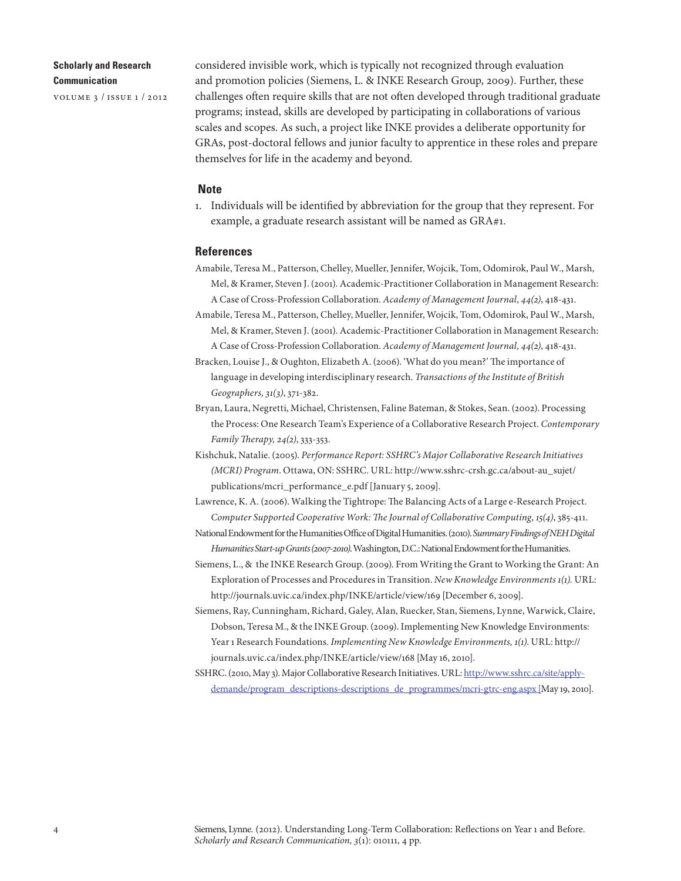considered invisible work, which is typically not recognized through evaluation and promotion policies (Siemens, L. & INKE Research Group, 2009). Further, these challenges often require skills that are not often developed through traditional graduate programs; instead, skills are developed by participating in collaborations of various scales and scopes. As such, a project like INKE provides a deliberate opportunity for GRAs, post-doctoral fellows and junior faculty to apprentice in these roles and prepare themselves for life in the academy and beyond.

## Note

1. Individuals will be identified by abbreviation for the group that they represent. For example, a graduate research assistant will be named as GRA#1.

## References

Amabile, Teresa M., Patterson, Chelley, Mueller, Jennifer, Wojcik, Tom, Odomirok, Paul W., Marsh, Mel, & Kramer, Steven J. (2001). Academic-Practitioner Collaboration in Management Research: A Case of Cross-Profession Collaboration. *Academy of Management Journal, 44(2)*, 418-431.

Amabile, Teresa M., Patterson, Chelley, Mueller, Jennifer, Wojcik, Tom, Odomirok, Paul W., Marsh, Mel, & Kramer, Steven J. (2001). Academic-Practitioner Collaboration in Management Research: A Case of Cross-Profession Collaboration. *Academy of Management Journal, 44(2)*, 418-431.

Bracken, Louise J., & Oughton, Elizabeth A. (2006). 'What do you mean?' The importance of language in developing interdisciplinary research. *Transactions of the Institute of British Geographers, 31(3)*, 371-382.

Bryan, Laura, Negretti, Michael, Christensen, Faline Bateman, & Stokes, Sean. (2002). Processing the Process: One Research Team's Experience of a Collaborative Research Project. *Contemporary Family Therapy, 24(2)*, 333-353.

Kishchuk, Natalie. (2005). *Performance Report: SSHRC's Major Collaborative Research Initiatives (MCRI) Program*. Ottawa, ON: SSHRC. URL: http://www.sshrc-crsh.gc.ca/about-au_sujet/publications/mcri_performance_e.pdf [January 5, 2009].

Lawrence, K. A. (2006). Walking the Tightrope: The Balancing Acts of a Large e-Research Project. *Computer Supported Cooperative Work: The Journal of Collaborative Computing, 15(4)*, 385-411.

National Endowment for the Humanities Office of Digital Humanities. (2010). *Summary Findings of NEH Digital Humanities Start-up Grants (2007-2010)*. Washington, D.C.: National Endowment for the Humanities.

Siemens, L., & the INKE Research Group. (2009). From Writing the Grant to Working the Grant: An Exploration of Processes and Procedures in Transition. *New Knowledge Environments 1(1).* URL: http://journals.uvic.ca/index.php/INKE/article/view/169 [December 6, 2009].

Siemens, Ray, Cunningham, Richard, Galey, Alan, Ruecker, Stan, Siemens, Lynne, Warwick, Claire, Dobson, Teresa M., & the INKE Group. (2009). Implementing New Knowledge Environments: Year 1 Research Foundations. *Implementing New Knowledge Environments, 1(1)*. URL: http://journals.uvic.ca/index.php/INKE/article/view/168 [May 16, 2010].

SSHRC. (2010, May 3). Major Collaborative Research Initiatives. URL: http://www.sshrc.ca/site/apply-demande/program_descriptions-descriptions_de_programmes/mcri-gtrc-eng.aspx [May 19, 2010].

Siemens, Lynne. (2012). Understanding Long-Term Collaboration: Reflections on Year 1 and Before. *Scholarly and Research Communication, 3*(1): 010111, 4 pp.